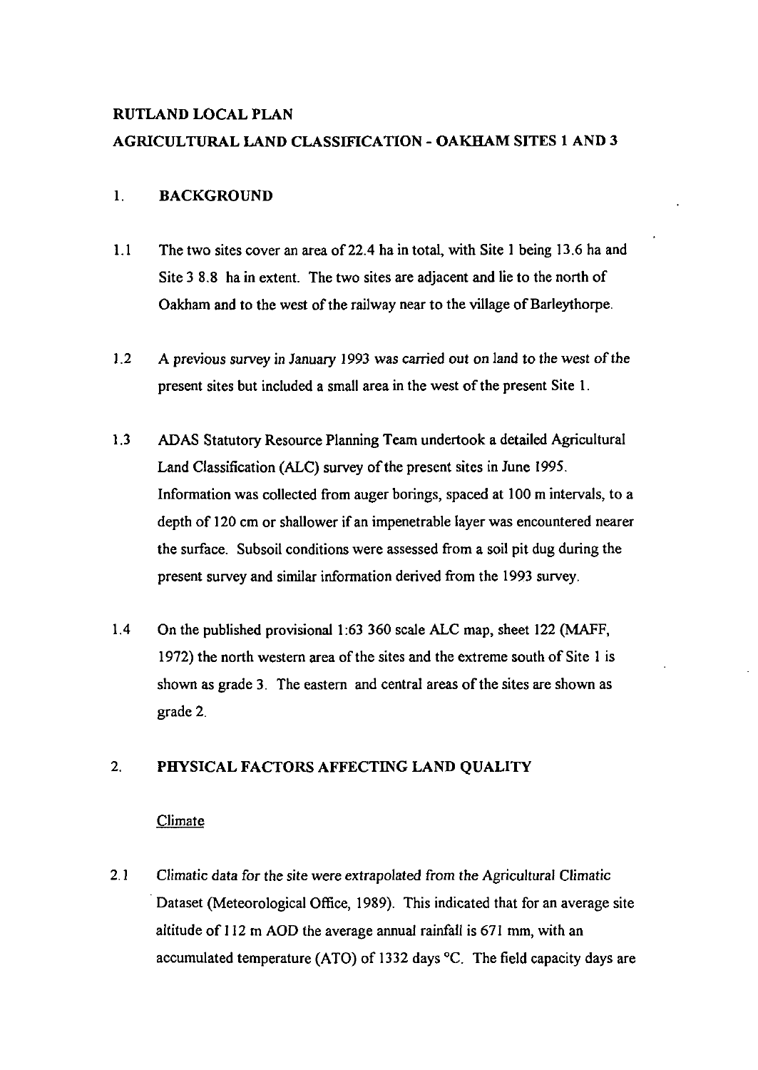# RUTLAND LOCAL PLAN

# AGRICULTURAL LAND CLASSIFICATION - OAKHAM SITES 1 AND 3

## 1. BACKGROUND

1.1 The two sites cover an area of 22.4 ha in total, with Site 1 being 13.6 ha and Site 3 8.8 ha in extent. The two sites are adjacent and lie to the north of Oakham and to the west of the railway near to the village of Barleythorpe.

1.2 A previous survey in January 1993 was carried out on land to the west of the present sites but included a small area in the west of the present Site 1.

1.3 ADAS Statutory Resource Planning Team undertook a detailed Agricultural Land Classification (ALC) survey of the present sites in June 1995. Information was collected from auger borings, spaced at 100 m intervals, to a depth of 120 cm or shallower if an impenetrable layer was encountered nearer the surface. Subsoil conditions were assessed from a soil pit dug during the present survey and similar information derived from the 1993 survey.

1.4 On the published provisional 1:63 360 scale ALC map, sheet 122 (MAFF, 1972) the north western area of the sites and the extreme south of Site 1 is shown as grade 3. The eastern and central areas of the sites are shown as grade 2.

## 2. PHYSICAL FACTORS AFFECTING LAND QUALITY

### Climate

2.1 Climatic data for the site were extrapolated from the Agricultural Climatic Dataset (Meteorological Office, 1989). This indicated that for an average site altitude of 112 m AOD the average annual rainfall is 671 mm, with an accumulated temperature (ATO) of 1332 days °C. The field capacity days are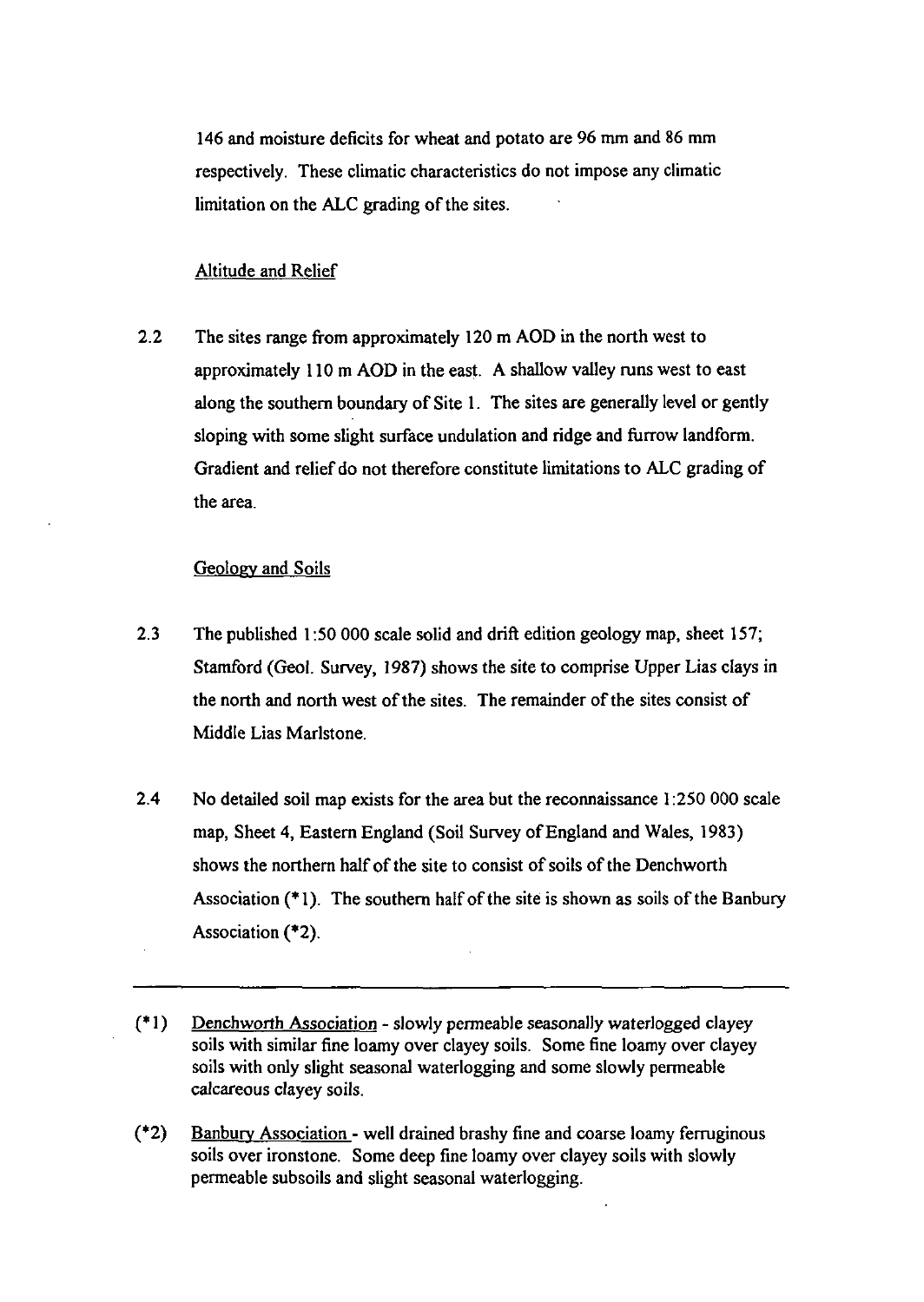146 and moisture deficits for wheat and potato are 96 mm and 86 mm respectively. These climatic characteristics do not impose any climatic limitation on the ALC grading of the sites.

### Altitude and Relief

2.2 The sites range from approximately 120 m AOD in the north west to approximately 110 m AOD in the east. A shallow valley runs west to east along the southern boundary of Site 1. The sites are generally level or gently sloping with some slight surface undulation and ridge and furrow landform. Gradient and relief do not therefore constitute limitations to ALC grading of the area.

### Geology and Soils

2.3 The published 1:50 000 scale solid and drift edition geology map, sheet 157; Stamford (Geol. Survey, 1987) shows the site to comprise Upper Lias clays in the north and north west of the sites. The remainder of the sites consist of Middle Lias Marlstone.

2.4 No detailed soil map exists for the area but the reconnaissance 1:250 000 scale map, Sheet 4, Eastern England (Soil Survey of England and Wales, 1983) shows the northern half of the site to consist of soils of the Denchworth Association (*1). The southern half of the site is shown as soils of the Banbury Association (*2).

---

(*1) Denchworth Association - slowly permeable seasonally waterlogged clayey soils with similar fine loamy over clayey soils. Some fine loamy over clayey soils with only slight seasonal waterlogging and some slowly permeable calcareous clayey soils.

(*2) Banbury Association - well drained brashy fine and coarse loamy ferruginous soils over ironstone. Some deep fine loamy over clayey soils with slowly permeable subsoils and slight seasonal waterlogging.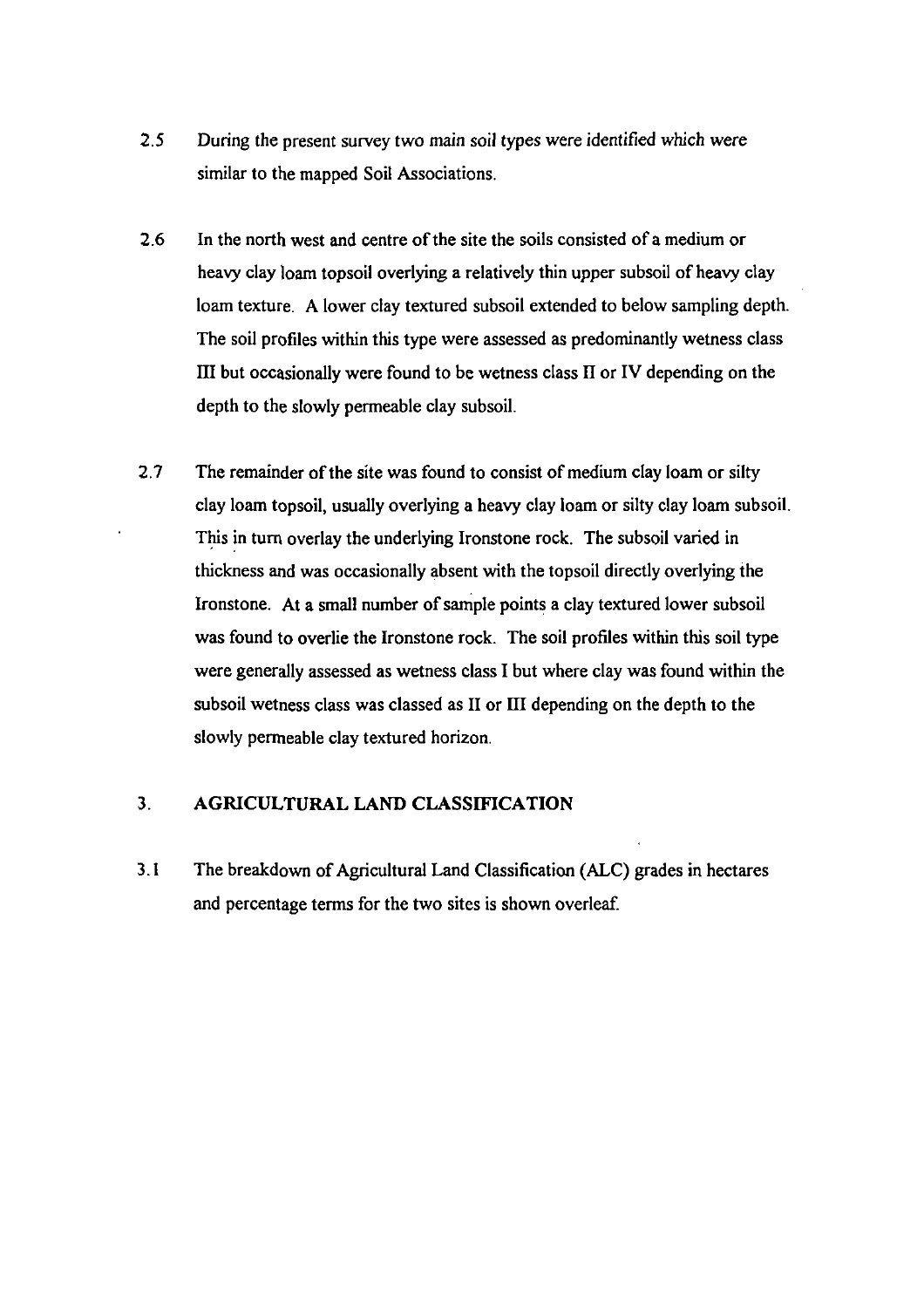2.5 During the present survey two main soil types were identified which were similar to the mapped Soil Associations.

2.6 In the north west and centre of the site the soils consisted of a medium or heavy clay loam topsoil overlying a relatively thin upper subsoil of heavy clay loam texture. A lower clay textured subsoil extended to below sampling depth. The soil profiles within this type were assessed as predominantly wetness class III but occasionally were found to be wetness class II or IV depending on the depth to the slowly permeable clay subsoil.

2.7 The remainder of the site was found to consist of medium clay loam or silty clay loam topsoil, usually overlying a heavy clay loam or silty clay loam subsoil. This in turn overlay the underlying Ironstone rock. The subsoil varied in thickness and was occasionally absent with the topsoil directly overlying the Ironstone. At a small number of sample points a clay textured lower subsoil was found to overlie the Ironstone rock. The soil profiles within this soil type were generally assessed as wetness class I but where clay was found within the subsoil wetness class was classed as II or III depending on the depth to the slowly permeable clay textured horizon.

## 3. AGRICULTURAL LAND CLASSIFICATION

3.1 The breakdown of Agricultural Land Classification (ALC) grades in hectares and percentage terms for the two sites is shown overleaf.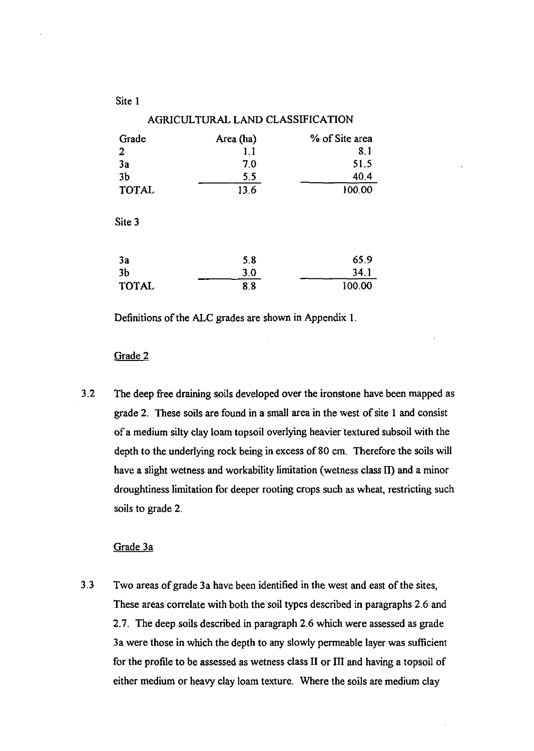Site 1

AGRICULTURAL LAND CLASSIFICATION

| Grade | Area (ha) | % of Site area |
|---|---|---|
| 2 | 1.1 | 8.1 |
| 3a | 7.0 | 51.5 |
| 3b | 5.5 | 40.4 |
| TOTAL | 13.6 | 100.00 |

Site 3

| Grade | Area (ha) | % of Site area |
|---|---|---|
| 3a | 5.8 | 65.9 |
| 3b | 3.0 | 34.1 |
| TOTAL | 8.8 | 100.00 |

Definitions of the ALC grades are shown in Appendix 1.

Grade 2

3.2 The deep free draining soils developed over the ironstone have been mapped as grade 2. These soils are found in a small area in the west of site 1 and consist of a medium silty clay loam topsoil overlying heavier textured subsoil with the depth to the underlying rock being in excess of 80 cm. Therefore the soils will have a slight wetness and workability limitation (wetness class II) and a minor droughtiness limitation for deeper rooting crops such as wheat, restricting such soils to grade 2.

Grade 3a

3.3 Two areas of grade 3a have been identified in the west and east of the sites, These areas correlate with both the soil types described in paragraphs 2.6 and 2.7. The deep soils described in paragraph 2.6 which were assessed as grade 3a were those in which the depth to any slowly permeable layer was sufficient for the profile to be assessed as wetness class II or III and having a topsoil of either medium or heavy clay loam texture. Where the soils are medium clay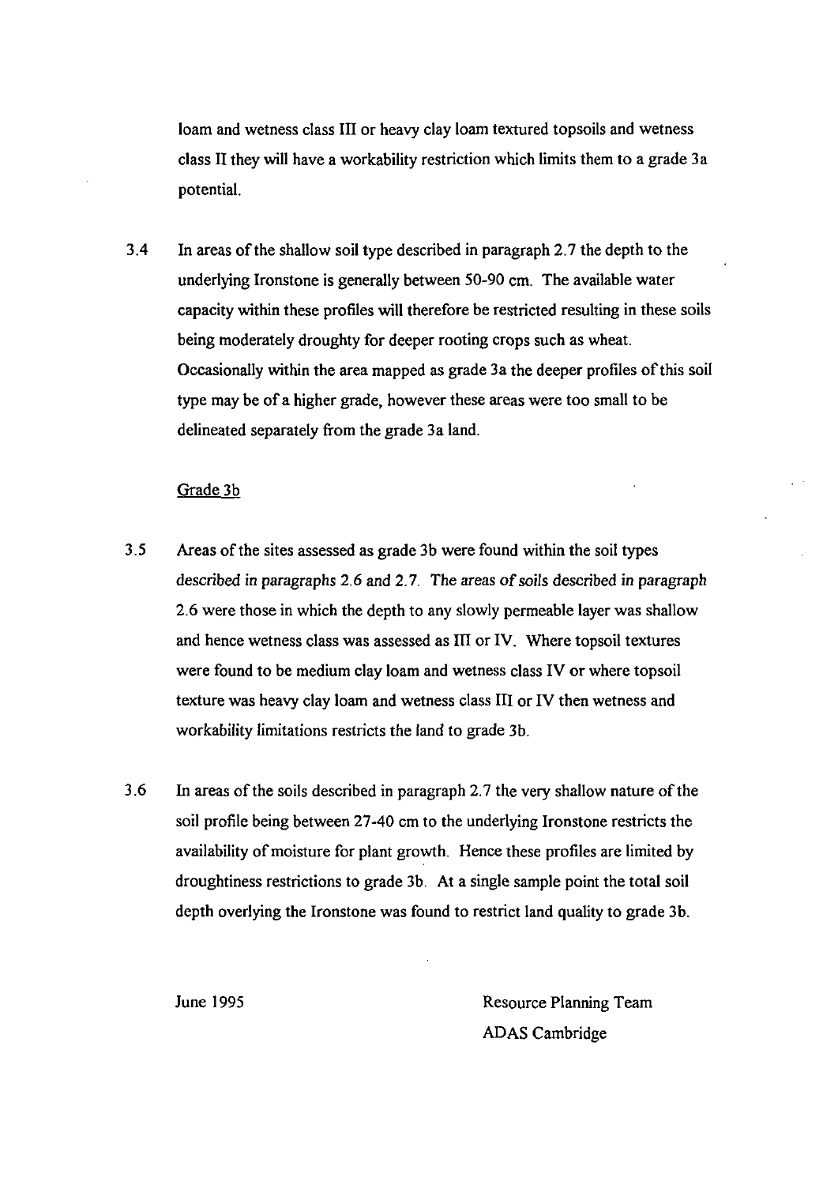loam and wetness class III or heavy clay loam textured topsoils and wetness class II they will have a workability restriction which limits them to a grade 3a potential.

3.4 In areas of the shallow soil type described in paragraph 2.7 the depth to the underlying Ironstone is generally between 50-90 cm. The available water capacity within these profiles will therefore be restricted resulting in these soils being moderately droughty for deeper rooting crops such as wheat. Occasionally within the area mapped as grade 3a the deeper profiles of this soil type may be of a higher grade, however these areas were too small to be delineated separately from the grade 3a land.

Grade 3b

3.5 Areas of the sites assessed as grade 3b were found within the soil types described in paragraphs 2.6 and 2.7. The areas of soils described in paragraph 2.6 were those in which the depth to any slowly permeable layer was shallow and hence wetness class was assessed as III or IV. Where topsoil textures were found to be medium clay loam and wetness class IV or where topsoil texture was heavy clay loam and wetness class III or IV then wetness and workability limitations restricts the land to grade 3b.

3.6 In areas of the soils described in paragraph 2.7 the very shallow nature of the soil profile being between 27-40 cm to the underlying Ironstone restricts the availability of moisture for plant growth. Hence these profiles are limited by droughtiness restrictions to grade 3b. At a single sample point the total soil depth overlying the Ironstone was found to restrict land quality to grade 3b.

June 1995

Resource Planning Team
ADAS Cambridge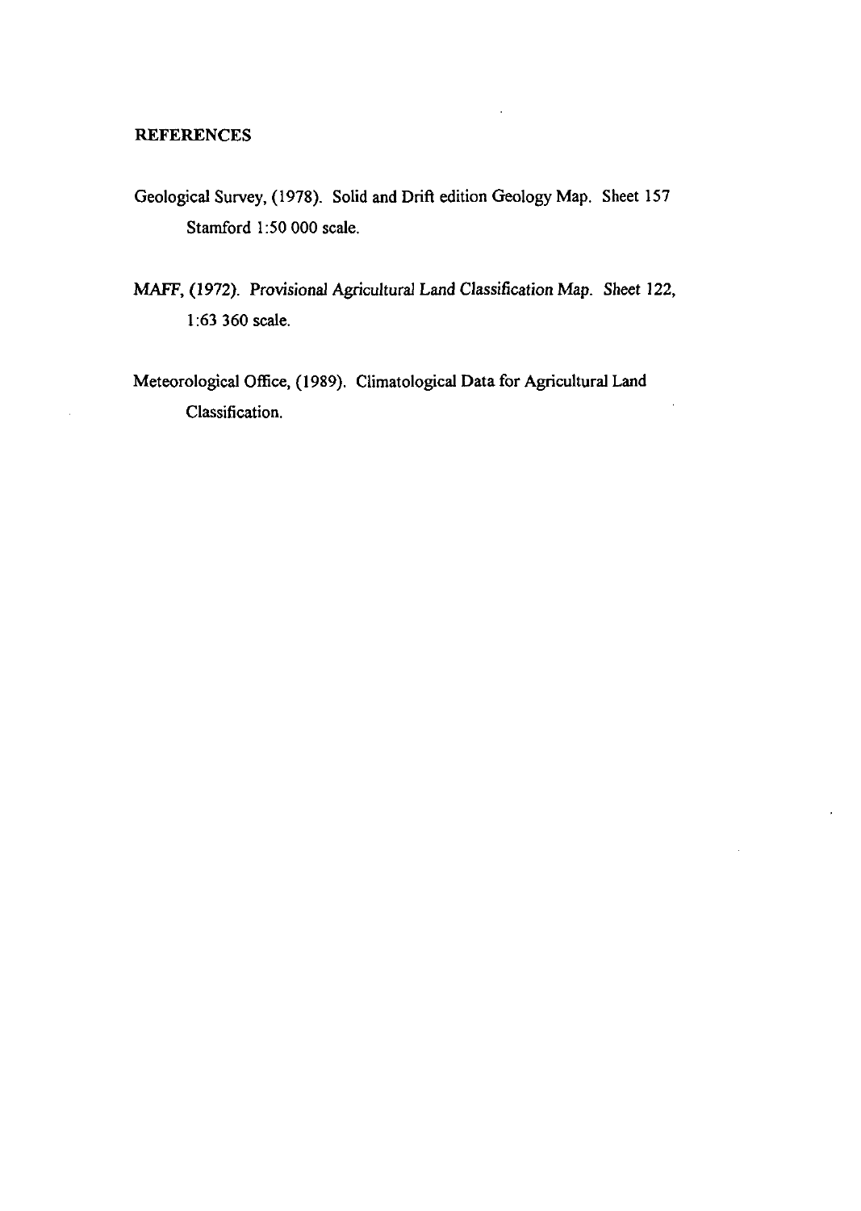## REFERENCES

Geological Survey, (1978). Solid and Drift edition Geology Map. Sheet 157 Stamford 1:50 000 scale.

MAFF, (1972). Provisional Agricultural Land Classification Map. Sheet 122, 1:63 360 scale.

Meteorological Office, (1989). Climatological Data for Agricultural Land Classification.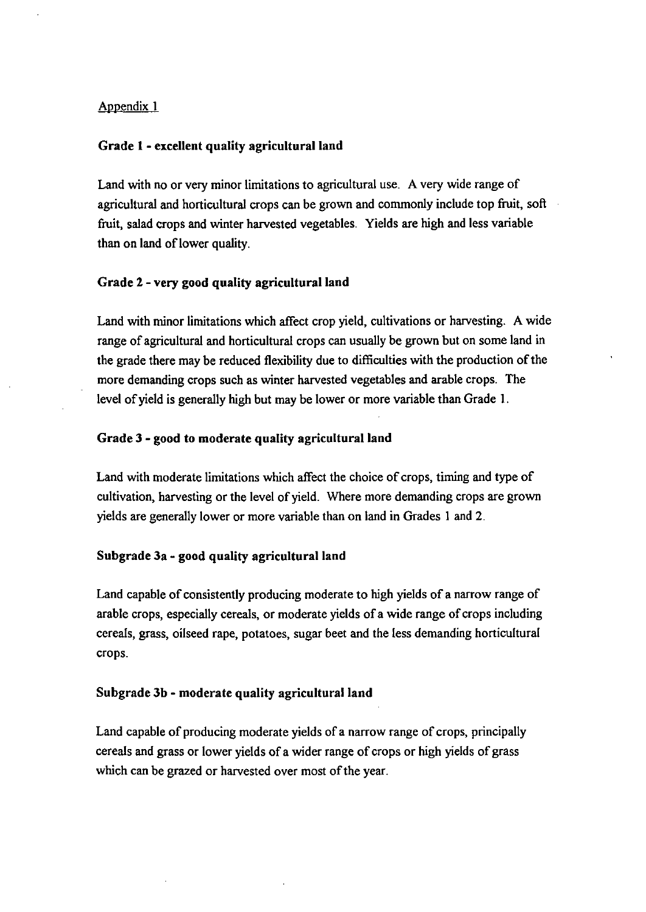Appendix 1

**Grade 1 - excellent quality agricultural land**

Land with no or very minor limitations to agricultural use. A very wide range of agricultural and horticultural crops can be grown and commonly include top fruit, soft fruit, salad crops and winter harvested vegetables. Yields are high and less variable than on land of lower quality.

**Grade 2 - very good quality agricultural land**

Land with minor limitations which affect crop yield, cultivations or harvesting. A wide range of agricultural and horticultural crops can usually be grown but on some land in the grade there may be reduced flexibility due to difficulties with the production of the more demanding crops such as winter harvested vegetables and arable crops. The level of yield is generally high but may be lower or more variable than Grade 1.

**Grade 3 - good to moderate quality agricultural land**

Land with moderate limitations which affect the choice of crops, timing and type of cultivation, harvesting or the level of yield. Where more demanding crops are grown yields are generally lower or more variable than on land in Grades 1 and 2.

**Subgrade 3a - good quality agricultural land**

Land capable of consistently producing moderate to high yields of a narrow range of arable crops, especially cereals, or moderate yields of a wide range of crops including cereals, grass, oilseed rape, potatoes, sugar beet and the less demanding horticultural crops.

**Subgrade 3b - moderate quality agricultural land**

Land capable of producing moderate yields of a narrow range of crops, principally cereals and grass or lower yields of a wider range of crops or high yields of grass which can be grazed or harvested over most of the year.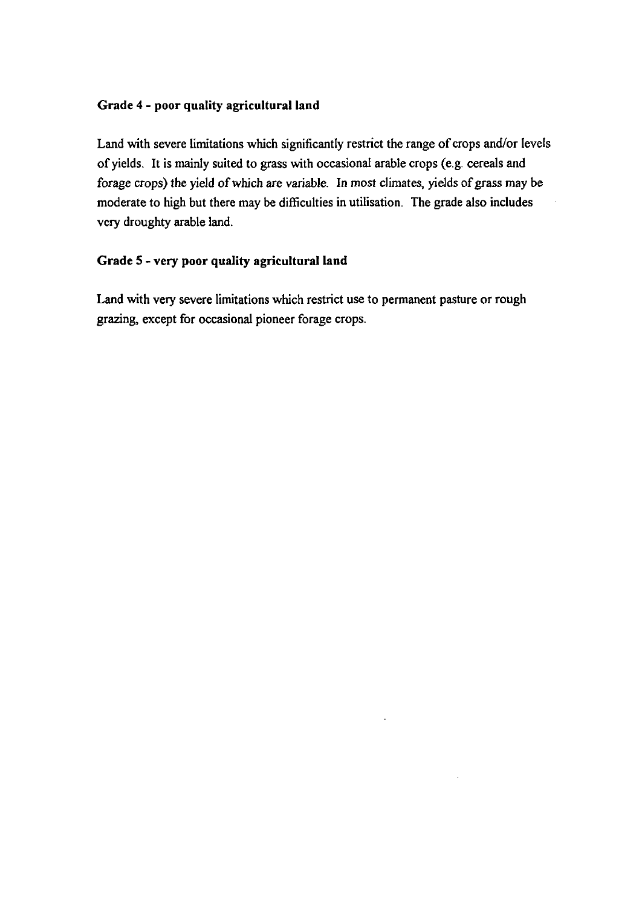**Grade 4 - poor quality agricultural land**

Land with severe limitations which significantly restrict the range of crops and/or levels of yields. It is mainly suited to grass with occasional arable crops (e.g. cereals and forage crops) the yield of which are variable. In most climates, yields of grass may be moderate to high but there may be difficulties in utilisation. The grade also includes very droughty arable land.

**Grade 5 - very poor quality agricultural land**

Land with very severe limitations which restrict use to permanent pasture or rough grazing, except for occasional pioneer forage crops.